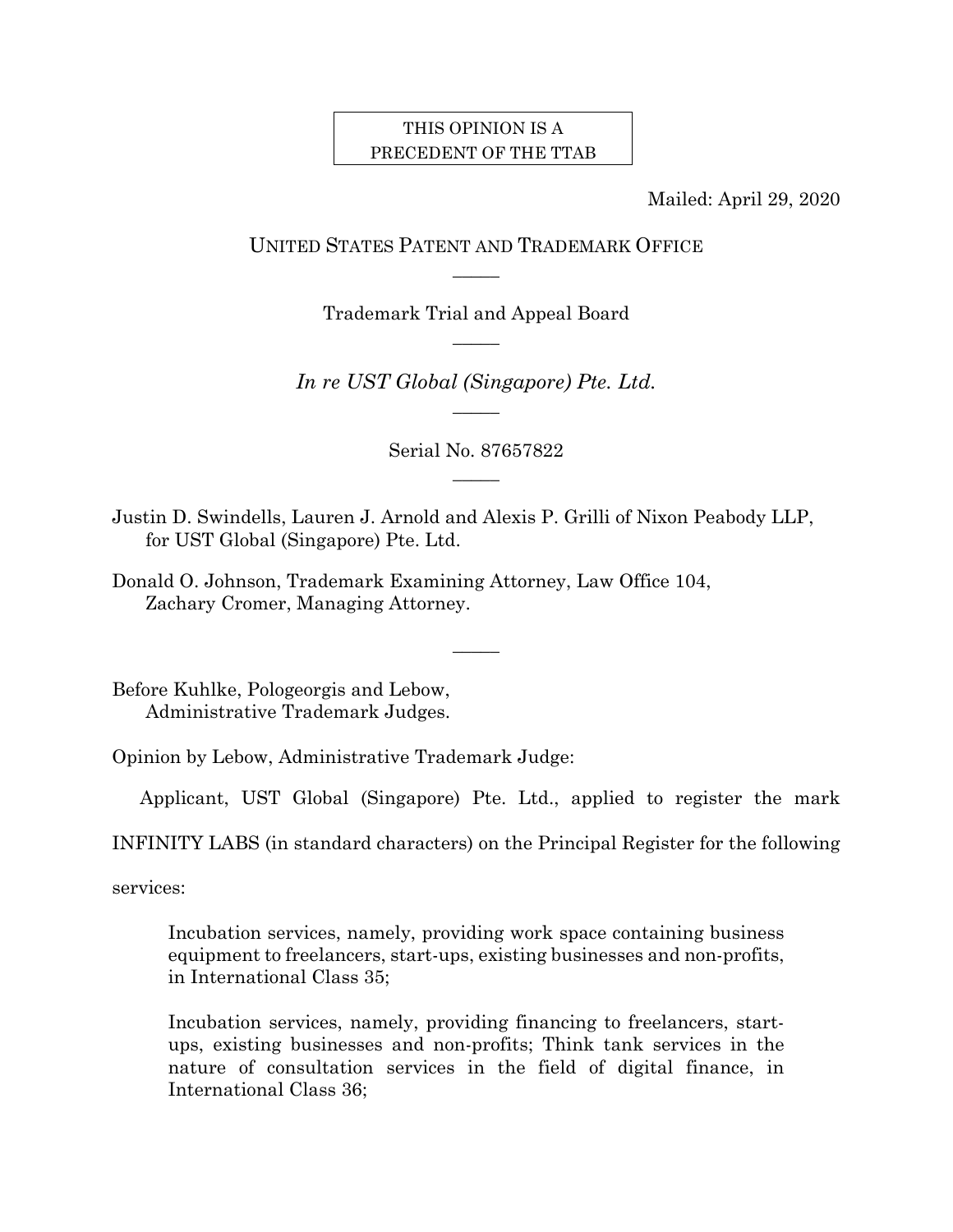THIS OPINION IS A PRECEDENT OF THE TTAB

Mailed: April 29, 2020

UNITED STATES PATENT AND TRADEMARK OFFICE

—

Trademark Trial and Appeal Board

—

*In re UST Global (Singapore) Pte. Ltd.*

—

Serial No. 87657822

—

Justin D. Swindells, Lauren J. Arnold and Alexis P. Grilli of Nixon Peabody LLP, for UST Global (Singapore) Pte. Ltd.

Donald O. Johnson, Trademark Examining Attorney, Law Office 104, Zachary Cromer, Managing Attorney.

—

Before Kuhlke, Pologeorgis and Lebow, Administrative Trademark Judges.

Opinion by Lebow, Administrative Trademark Judge:

Applicant, UST Global (Singapore) Pte. Ltd., applied to register the mark INFINITY LABS (in standard characters) on the Principal Register for the following services:

> Incubation services, namely, providing work space containing business equipment to freelancers, start-ups, existing businesses and non-profits, in International Class 35;
>
> Incubation services, namely, providing financing to freelancers, start-ups, existing businesses and non-profits; Think tank services in the nature of consultation services in the field of digital finance, in International Class 36;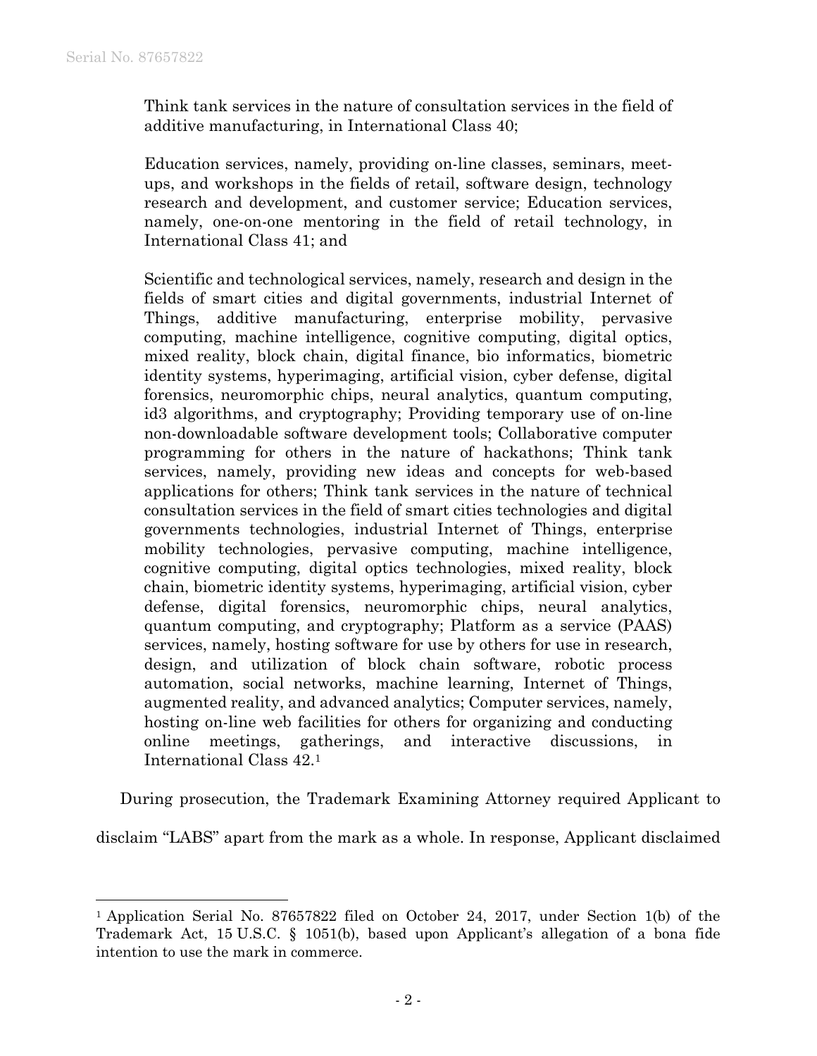Think tank services in the nature of consultation services in the field of additive manufacturing, in International Class 40;

Education services, namely, providing on-line classes, seminars, meet-ups, and workshops in the fields of retail, software design, technology research and development, and customer service; Education services, namely, one-on-one mentoring in the field of retail technology, in International Class 41; and

Scientific and technological services, namely, research and design in the fields of smart cities and digital governments, industrial Internet of Things, additive manufacturing, enterprise mobility, pervasive computing, machine intelligence, cognitive computing, digital optics, mixed reality, block chain, digital finance, bio informatics, biometric identity systems, hyperimaging, artificial vision, cyber defense, digital forensics, neuromorphic chips, neural analytics, quantum computing, id3 algorithms, and cryptography; Providing temporary use of on-line non-downloadable software development tools; Collaborative computer programming for others in the nature of hackathons; Think tank services, namely, providing new ideas and concepts for web-based applications for others; Think tank services in the nature of technical consultation services in the field of smart cities technologies and digital governments technologies, industrial Internet of Things, enterprise mobility technologies, pervasive computing, machine intelligence, cognitive computing, digital optics technologies, mixed reality, block chain, biometric identity systems, hyperimaging, artificial vision, cyber defense, digital forensics, neuromorphic chips, neural analytics, quantum computing, and cryptography; Platform as a service (PAAS) services, namely, hosting software for use by others for use in research, design, and utilization of block chain software, robotic process automation, social networks, machine learning, Internet of Things, augmented reality, and advanced analytics; Computer services, namely, hosting on-line web facilities for others for organizing and conducting online meetings, gatherings, and interactive discussions, in International Class 42.[1]

During prosecution, the Trademark Examining Attorney required Applicant to disclaim "LABS" apart from the mark as a whole. In response, Applicant disclaimed

---

[1] Application Serial No. 87657822 filed on October 24, 2017, under Section 1(b) of the Trademark Act, 15 U.S.C. § 1051(b), based upon Applicant's allegation of a bona fide intention to use the mark in commerce.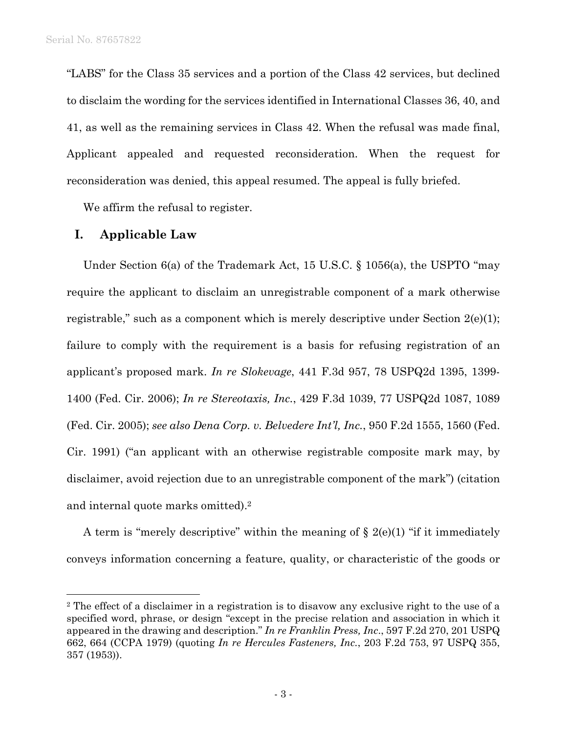"LABS" for the Class 35 services and a portion of the Class 42 services, but declined to disclaim the wording for the services identified in International Classes 36, 40, and 41, as well as the remaining services in Class 42. When the refusal was made final, Applicant appealed and requested reconsideration. When the request for reconsideration was denied, this appeal resumed. The appeal is fully briefed.

We affirm the refusal to register.

## I. Applicable Law

Under Section 6(a) of the Trademark Act, 15 U.S.C. § 1056(a), the USPTO "may require the applicant to disclaim an unregistrable component of a mark otherwise registrable," such as a component which is merely descriptive under Section 2(e)(1); failure to comply with the requirement is a basis for refusing registration of an applicant's proposed mark. *In re Slokevage*, 441 F.3d 957, 78 USPQ2d 1395, 1399-1400 (Fed. Cir. 2006); *In re Stereotaxis, Inc.*, 429 F.3d 1039, 77 USPQ2d 1087, 1089 (Fed. Cir. 2005); *see also Dena Corp. v. Belvedere Int'l, Inc.*, 950 F.2d 1555, 1560 (Fed. Cir. 1991) ("an applicant with an otherwise registrable composite mark may, by disclaimer, avoid rejection due to an unregistrable component of the mark") (citation and internal quote marks omitted).[2]

A term is "merely descriptive" within the meaning of § 2(e)(1) "if it immediately conveys information concerning a feature, quality, or characteristic of the goods or

---

[2] The effect of a disclaimer in a registration is to disavow any exclusive right to the use of a specified word, phrase, or design "except in the precise relation and association in which it appeared in the drawing and description." *In re Franklin Press, Inc.*, 597 F.2d 270, 201 USPQ 662, 664 (CCPA 1979) (quoting *In re Hercules Fasteners, Inc.*, 203 F.2d 753, 97 USPQ 355, 357 (1953)).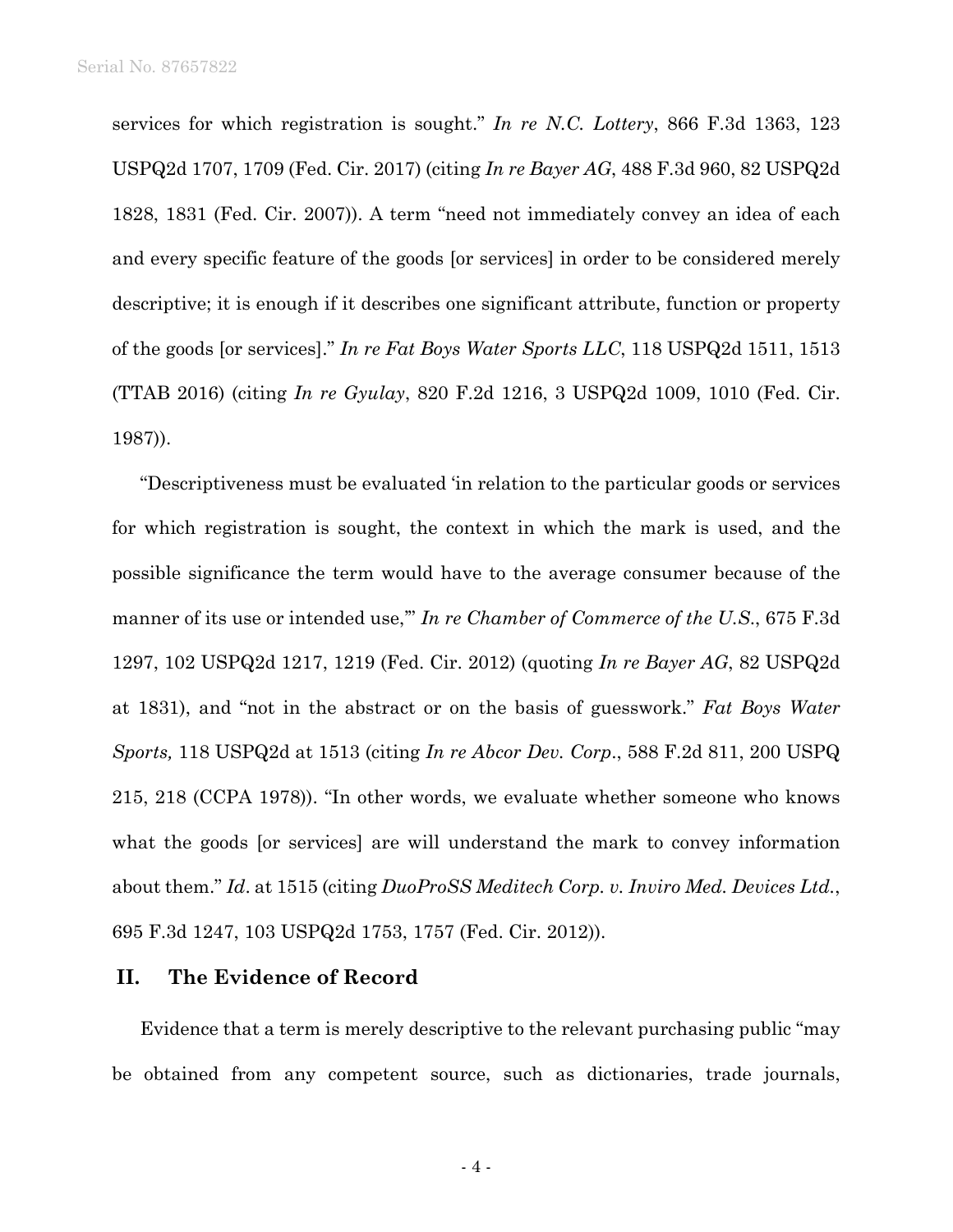services for which registration is sought." *In re N.C. Lottery*, 866 F.3d 1363, 123 USPQ2d 1707, 1709 (Fed. Cir. 2017) (citing *In re Bayer AG*, 488 F.3d 960, 82 USPQ2d 1828, 1831 (Fed. Cir. 2007)). A term "need not immediately convey an idea of each and every specific feature of the goods [or services] in order to be considered merely descriptive; it is enough if it describes one significant attribute, function or property of the goods [or services]." *In re Fat Boys Water Sports LLC*, 118 USPQ2d 1511, 1513 (TTAB 2016) (citing *In re Gyulay*, 820 F.2d 1216, 3 USPQ2d 1009, 1010 (Fed. Cir. 1987)).

"Descriptiveness must be evaluated 'in relation to the particular goods or services for which registration is sought, the context in which the mark is used, and the possible significance the term would have to the average consumer because of the manner of its use or intended use,'" *In re Chamber of Commerce of the U.S.*, 675 F.3d 1297, 102 USPQ2d 1217, 1219 (Fed. Cir. 2012) (quoting *In re Bayer AG*, 82 USPQ2d at 1831), and "not in the abstract or on the basis of guesswork." *Fat Boys Water Sports,* 118 USPQ2d at 1513 (citing *In re Abcor Dev. Corp.*, 588 F.2d 811, 200 USPQ 215, 218 (CCPA 1978)). "In other words, we evaluate whether someone who knows what the goods [or services] are will understand the mark to convey information about them." *Id*. at 1515 (citing *DuoProSS Meditech Corp. v. Inviro Med. Devices Ltd.*, 695 F.3d 1247, 103 USPQ2d 1753, 1757 (Fed. Cir. 2012)).

## II. The Evidence of Record

Evidence that a term is merely descriptive to the relevant purchasing public "may be obtained from any competent source, such as dictionaries, trade journals,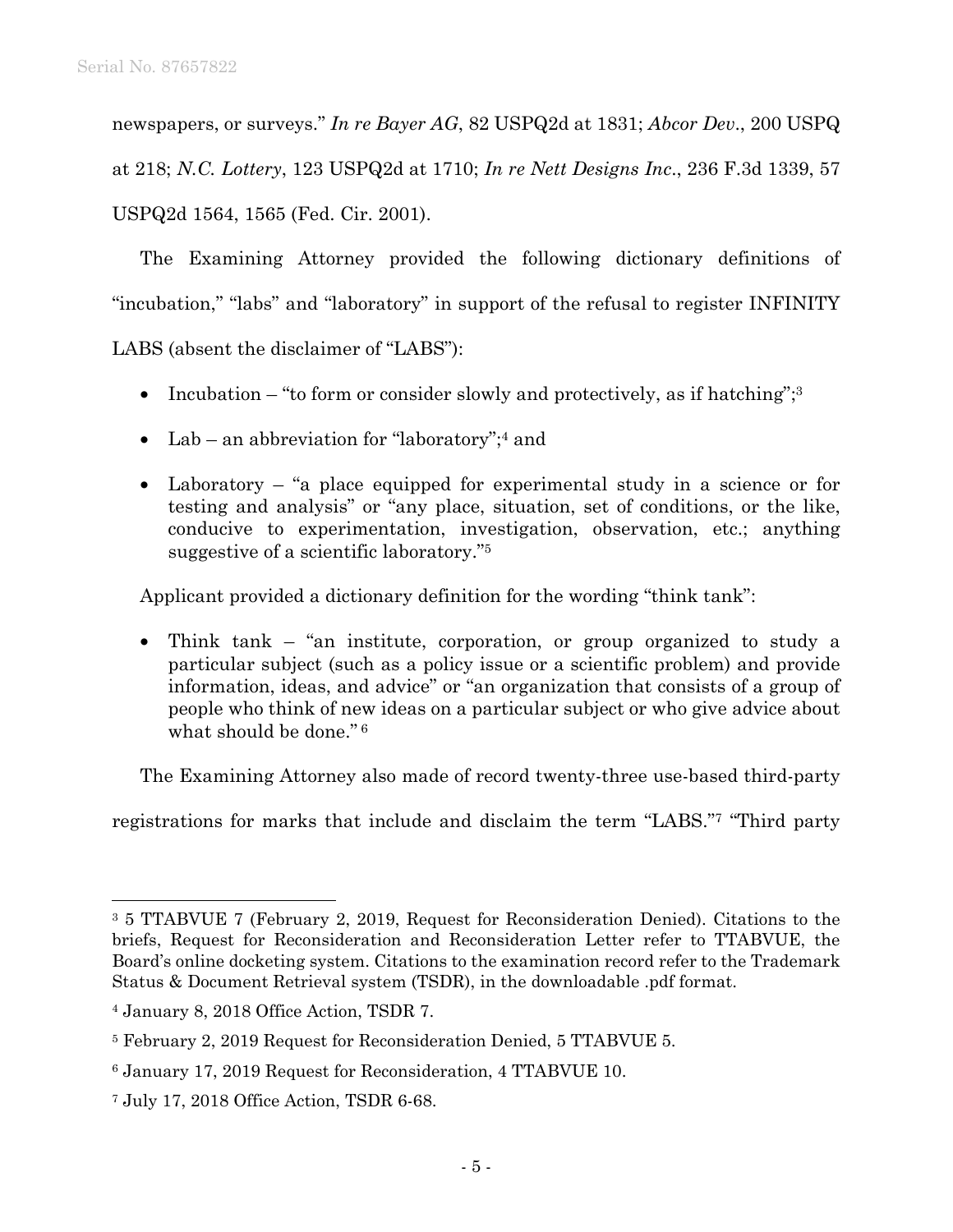newspapers, or surveys." *In re Bayer AG*, 82 USPQ2d at 1831; *Abcor Dev*., 200 USPQ at 218; *N.C. Lottery*, 123 USPQ2d at 1710; *In re Nett Designs Inc*., 236 F.3d 1339, 57 USPQ2d 1564, 1565 (Fed. Cir. 2001).

The Examining Attorney provided the following dictionary definitions of "incubation," "labs" and "laboratory" in support of the refusal to register INFINITY LABS (absent the disclaimer of "LABS"):

- Incubation – "to form or consider slowly and protectively, as if hatching";[3]
- Lab – an abbreviation for "laboratory";[4] and
- Laboratory – "a place equipped for experimental study in a science or for testing and analysis" or "any place, situation, set of conditions, or the like, conducive to experimentation, investigation, observation, etc.; anything suggestive of a scientific laboratory."[5]

Applicant provided a dictionary definition for the wording "think tank":

- Think tank – "an institute, corporation, or group organized to study a particular subject (such as a policy issue or a scientific problem) and provide information, ideas, and advice" or "an organization that consists of a group of people who think of new ideas on a particular subject or who give advice about what should be done." [6]

The Examining Attorney also made of record twenty-three use-based third-party registrations for marks that include and disclaim the term "LABS."[7] "Third party

---

[3] 5 TTABVUE 7 (February 2, 2019, Request for Reconsideration Denied). Citations to the briefs, Request for Reconsideration and Reconsideration Letter refer to TTABVUE, the Board's online docketing system. Citations to the examination record refer to the Trademark Status & Document Retrieval system (TSDR), in the downloadable .pdf format.

[4] January 8, 2018 Office Action, TSDR 7.

[5] February 2, 2019 Request for Reconsideration Denied, 5 TTABVUE 5.

[6] January 17, 2019 Request for Reconsideration, 4 TTABVUE 10.

[7] July 17, 2018 Office Action, TSDR 6-68.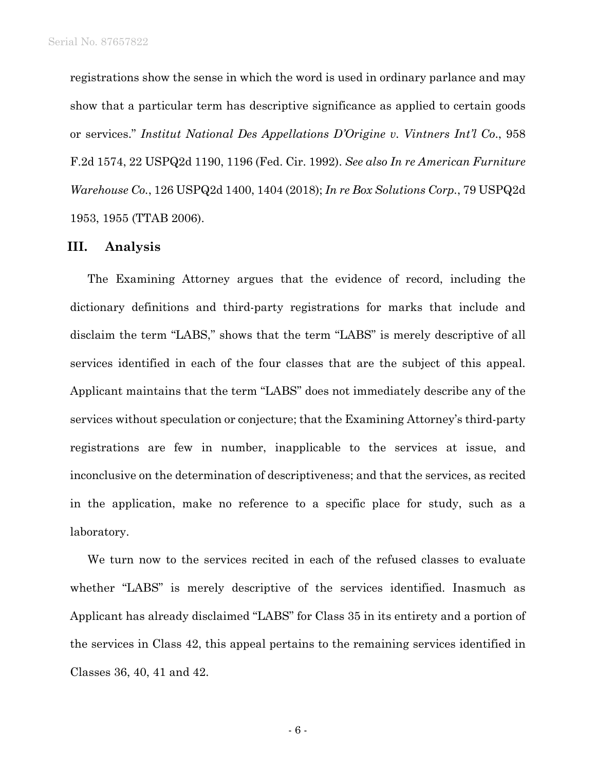registrations show the sense in which the word is used in ordinary parlance and may show that a particular term has descriptive significance as applied to certain goods or services." *Institut National Des Appellations D'Origine v. Vintners Int'l Co.*, 958 F.2d 1574, 22 USPQ2d 1190, 1196 (Fed. Cir. 1992). *See also In re American Furniture Warehouse Co.*, 126 USPQ2d 1400, 1404 (2018); *In re Box Solutions Corp.*, 79 USPQ2d 1953, 1955 (TTAB 2006).

## III. Analysis

The Examining Attorney argues that the evidence of record, including the dictionary definitions and third-party registrations for marks that include and disclaim the term "LABS," shows that the term "LABS" is merely descriptive of all services identified in each of the four classes that are the subject of this appeal. Applicant maintains that the term "LABS" does not immediately describe any of the services without speculation or conjecture; that the Examining Attorney's third-party registrations are few in number, inapplicable to the services at issue, and inconclusive on the determination of descriptiveness; and that the services, as recited in the application, make no reference to a specific place for study, such as a laboratory.

We turn now to the services recited in each of the refused classes to evaluate whether "LABS" is merely descriptive of the services identified. Inasmuch as Applicant has already disclaimed "LABS" for Class 35 in its entirety and a portion of the services in Class 42, this appeal pertains to the remaining services identified in Classes 36, 40, 41 and 42.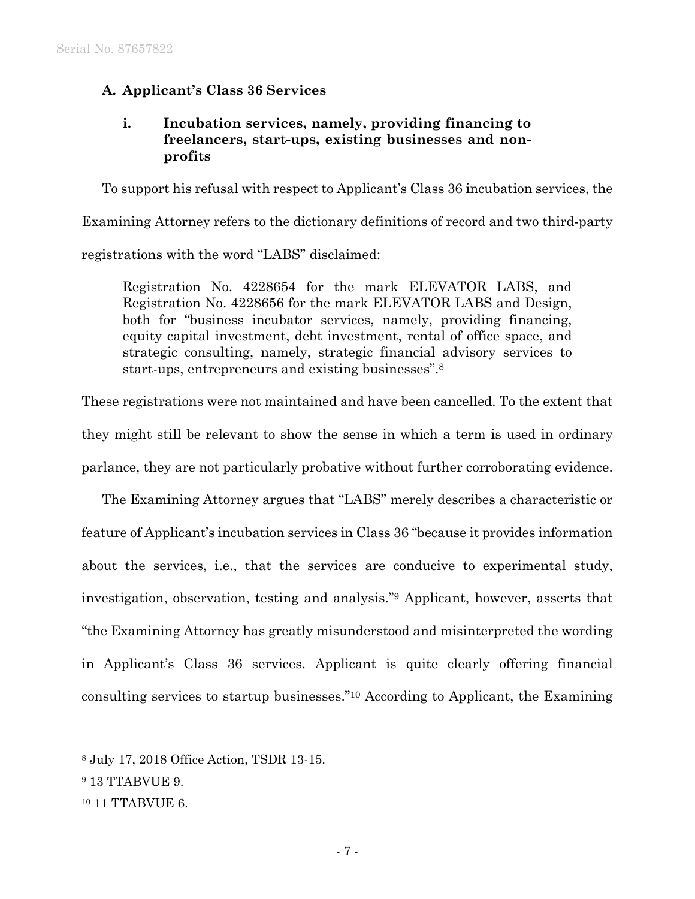### A. Applicant's Class 36 Services

#### i. Incubation services, namely, providing financing to freelancers, start-ups, existing businesses and non-profits

To support his refusal with respect to Applicant's Class 36 incubation services, the Examining Attorney refers to the dictionary definitions of record and two third-party registrations with the word "LABS" disclaimed:

> Registration No. 4228654 for the mark ELEVATOR LABS, and Registration No. 4228656 for the mark ELEVATOR LABS and Design, both for "business incubator services, namely, providing financing, equity capital investment, debt investment, rental of office space, and strategic consulting, namely, strategic financial advisory services to start-ups, entrepreneurs and existing businesses".[8]

These registrations were not maintained and have been cancelled. To the extent that they might still be relevant to show the sense in which a term is used in ordinary parlance, they are not particularly probative without further corroborating evidence.

The Examining Attorney argues that "LABS" merely describes a characteristic or feature of Applicant's incubation services in Class 36 "because it provides information about the services, i.e., that the services are conducive to experimental study, investigation, observation, testing and analysis."[9] Applicant, however, asserts that "the Examining Attorney has greatly misunderstood and misinterpreted the wording in Applicant's Class 36 services. Applicant is quite clearly offering financial consulting services to startup businesses."[10] According to Applicant, the Examining

---

[8] July 17, 2018 Office Action, TSDR 13-15.

[9] 13 TTABVUE 9.

[10] 11 TTABVUE 6.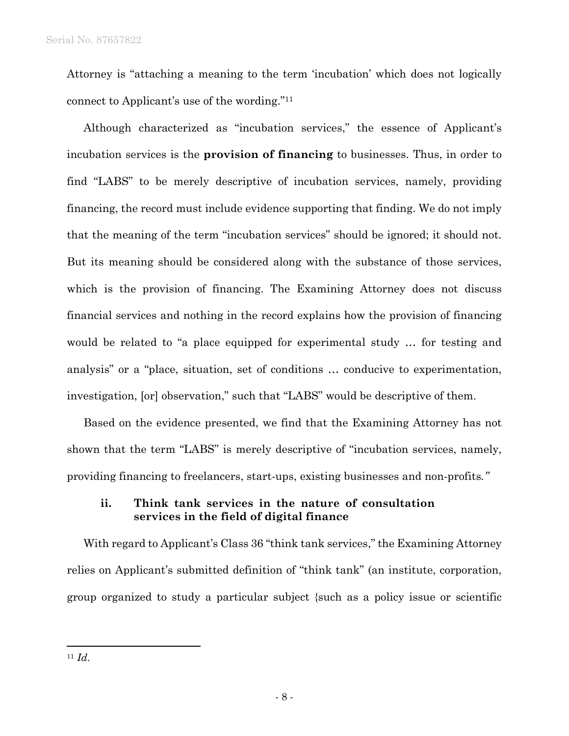Attorney is "attaching a meaning to the term 'incubation' which does not logically connect to Applicant's use of the wording."[11]

Although characterized as "incubation services," the essence of Applicant's incubation services is the **provision of financing** to businesses. Thus, in order to find "LABS" to be merely descriptive of incubation services, namely, providing financing, the record must include evidence supporting that finding. We do not imply that the meaning of the term "incubation services" should be ignored; it should not. But its meaning should be considered along with the substance of those services, which is the provision of financing. The Examining Attorney does not discuss financial services and nothing in the record explains how the provision of financing would be related to "a place equipped for experimental study … for testing and analysis" or a "place, situation, set of conditions … conducive to experimentation, investigation, [or] observation," such that "LABS" would be descriptive of them.

Based on the evidence presented, we find that the Examining Attorney has not shown that the term "LABS" is merely descriptive of "incubation services, namely, providing financing to freelancers, start-ups, existing businesses and non-profits."

### ii. Think tank services in the nature of consultation services in the field of digital finance

With regard to Applicant's Class 36 "think tank services," the Examining Attorney relies on Applicant's submitted definition of "think tank" (an institute, corporation, group organized to study a particular subject {such as a policy issue or scientific

---

[11] *Id.*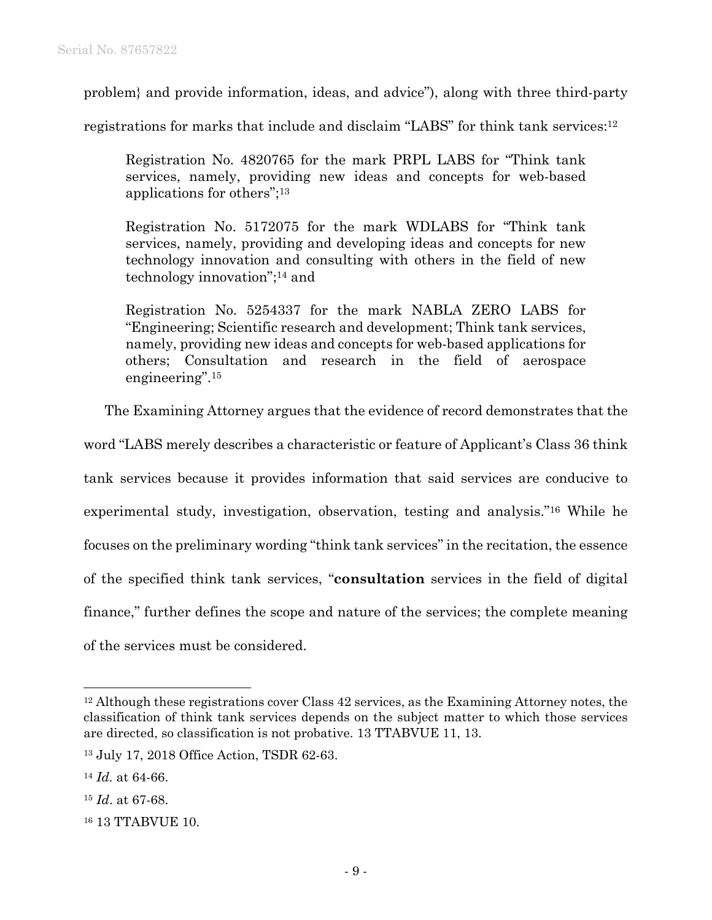problem} and provide information, ideas, and advice"), along with three third-party registrations for marks that include and disclaim "LABS" for think tank services:[12]

> Registration No. 4820765 for the mark PRPL LABS for "Think tank services, namely, providing new ideas and concepts for web-based applications for others";[13]
>
> Registration No. 5172075 for the mark WDLABS for "Think tank services, namely, providing and developing ideas and concepts for new technology innovation and consulting with others in the field of new technology innovation";[14] and
>
> Registration No. 5254337 for the mark NABLA ZERO LABS for "Engineering; Scientific research and development; Think tank services, namely, providing new ideas and concepts for web-based applications for others; Consultation and research in the field of aerospace engineering".[15]

The Examining Attorney argues that the evidence of record demonstrates that the word "LABS merely describes a characteristic or feature of Applicant's Class 36 think tank services because it provides information that said services are conducive to experimental study, investigation, observation, testing and analysis."[16] While he focuses on the preliminary wording "think tank services" in the recitation, the essence of the specified think tank services, "**consultation** services in the field of digital finance," further defines the scope and nature of the services; the complete meaning of the services must be considered.

---

[12] Although these registrations cover Class 42 services, as the Examining Attorney notes, the classification of think tank services depends on the subject matter to which those services are directed, so classification is not probative. 13 TTABVUE 11, 13.

[13] July 17, 2018 Office Action, TSDR 62-63.

[14] *Id.* at 64-66.

[15] *Id*. at 67-68.

[16] 13 TTABVUE 10.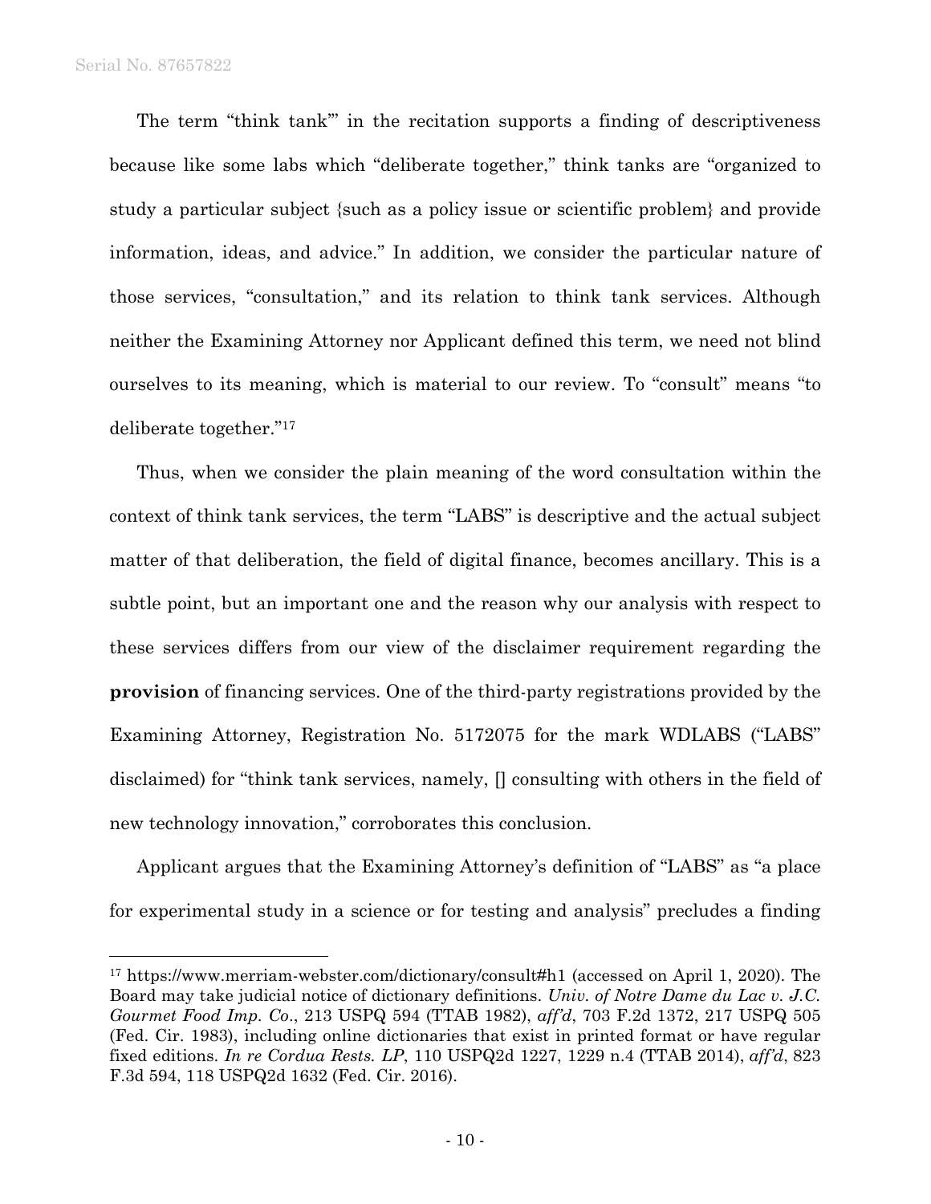The term "think tank'" in the recitation supports a finding of descriptiveness because like some labs which "deliberate together," think tanks are "organized to study a particular subject {such as a policy issue or scientific problem} and provide information, ideas, and advice." In addition, we consider the particular nature of those services, "consultation," and its relation to think tank services. Although neither the Examining Attorney nor Applicant defined this term, we need not blind ourselves to its meaning, which is material to our review. To "consult" means "to deliberate together."[17]

Thus, when we consider the plain meaning of the word consultation within the context of think tank services, the term "LABS" is descriptive and the actual subject matter of that deliberation, the field of digital finance, becomes ancillary. This is a subtle point, but an important one and the reason why our analysis with respect to these services differs from our view of the disclaimer requirement regarding the **provision** of financing services. One of the third-party registrations provided by the Examining Attorney, Registration No. 5172075 for the mark WDLABS ("LABS" disclaimed) for "think tank services, namely, [] consulting with others in the field of new technology innovation," corroborates this conclusion.

Applicant argues that the Examining Attorney's definition of "LABS" as "a place for experimental study in a science or for testing and analysis" precludes a finding

---

[17] https://www.merriam-webster.com/dictionary/consult#h1 (accessed on April 1, 2020). The Board may take judicial notice of dictionary definitions. *Univ. of Notre Dame du Lac v. J.C. Gourmet Food Imp. Co*., 213 USPQ 594 (TTAB 1982), *aff'd*, 703 F.2d 1372, 217 USPQ 505 (Fed. Cir. 1983), including online dictionaries that exist in printed format or have regular fixed editions. *In re Cordua Rests. LP*, 110 USPQ2d 1227, 1229 n.4 (TTAB 2014), *aff'd*, 823 F.3d 594, 118 USPQ2d 1632 (Fed. Cir. 2016).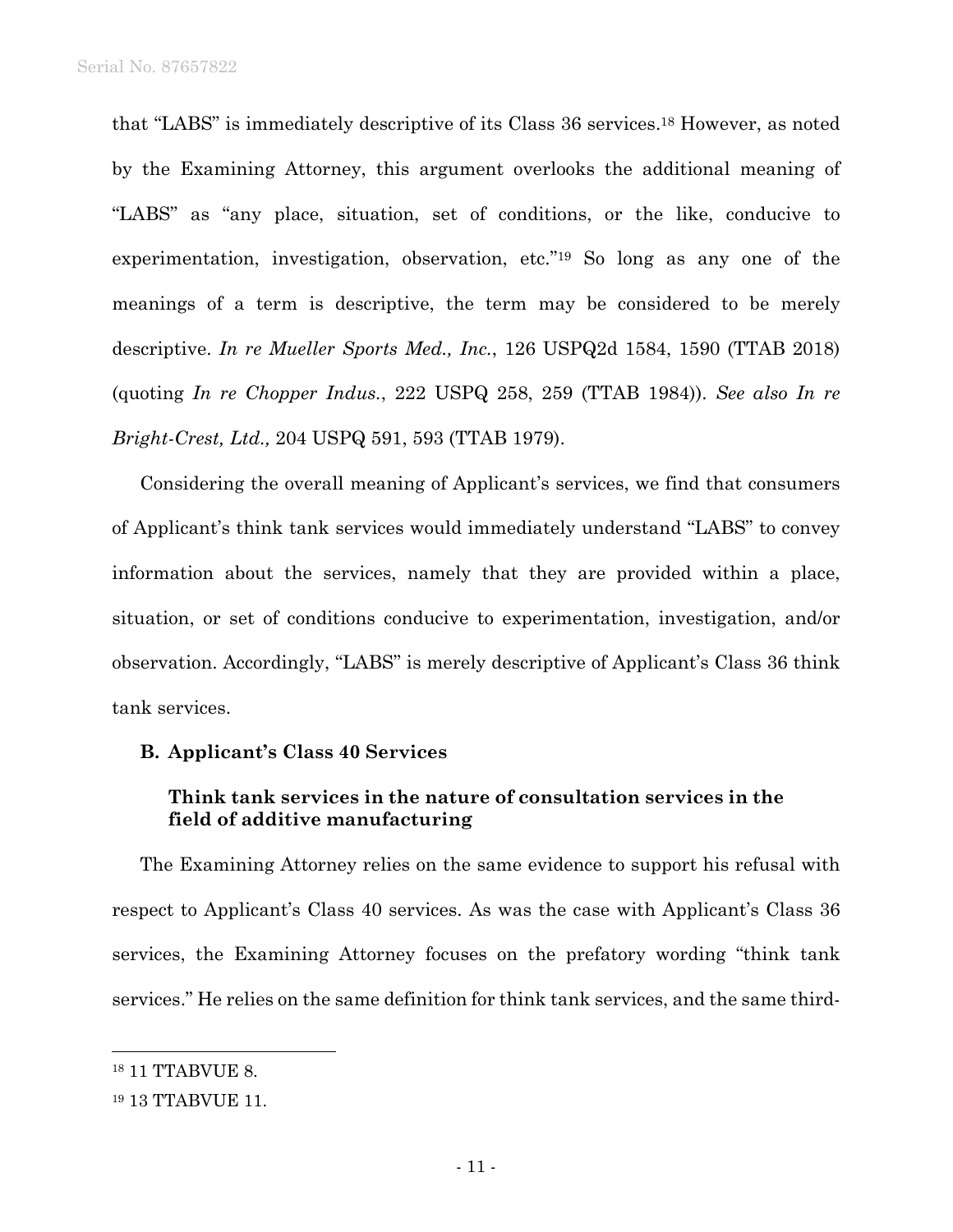that "LABS" is immediately descriptive of its Class 36 services.[18] However, as noted by the Examining Attorney, this argument overlooks the additional meaning of "LABS" as "any place, situation, set of conditions, or the like, conducive to experimentation, investigation, observation, etc."[19] So long as any one of the meanings of a term is descriptive, the term may be considered to be merely descriptive. *In re Mueller Sports Med., Inc.*, 126 USPQ2d 1584, 1590 (TTAB 2018) (quoting *In re Chopper Indus.*, 222 USPQ 258, 259 (TTAB 1984)). *See also In re Bright-Crest, Ltd.,* 204 USPQ 591, 593 (TTAB 1979).

Considering the overall meaning of Applicant's services, we find that consumers of Applicant's think tank services would immediately understand "LABS" to convey information about the services, namely that they are provided within a place, situation, or set of conditions conducive to experimentation, investigation, and/or observation. Accordingly, "LABS" is merely descriptive of Applicant's Class 36 think tank services.

**B. Applicant's Class 40 Services**

**Think tank services in the nature of consultation services in the field of additive manufacturing**

The Examining Attorney relies on the same evidence to support his refusal with respect to Applicant's Class 40 services. As was the case with Applicant's Class 36 services, the Examining Attorney focuses on the prefatory wording "think tank services." He relies on the same definition for think tank services, and the same third-

[18] 11 TTABVUE 8.

[19] 13 TTABVUE 11.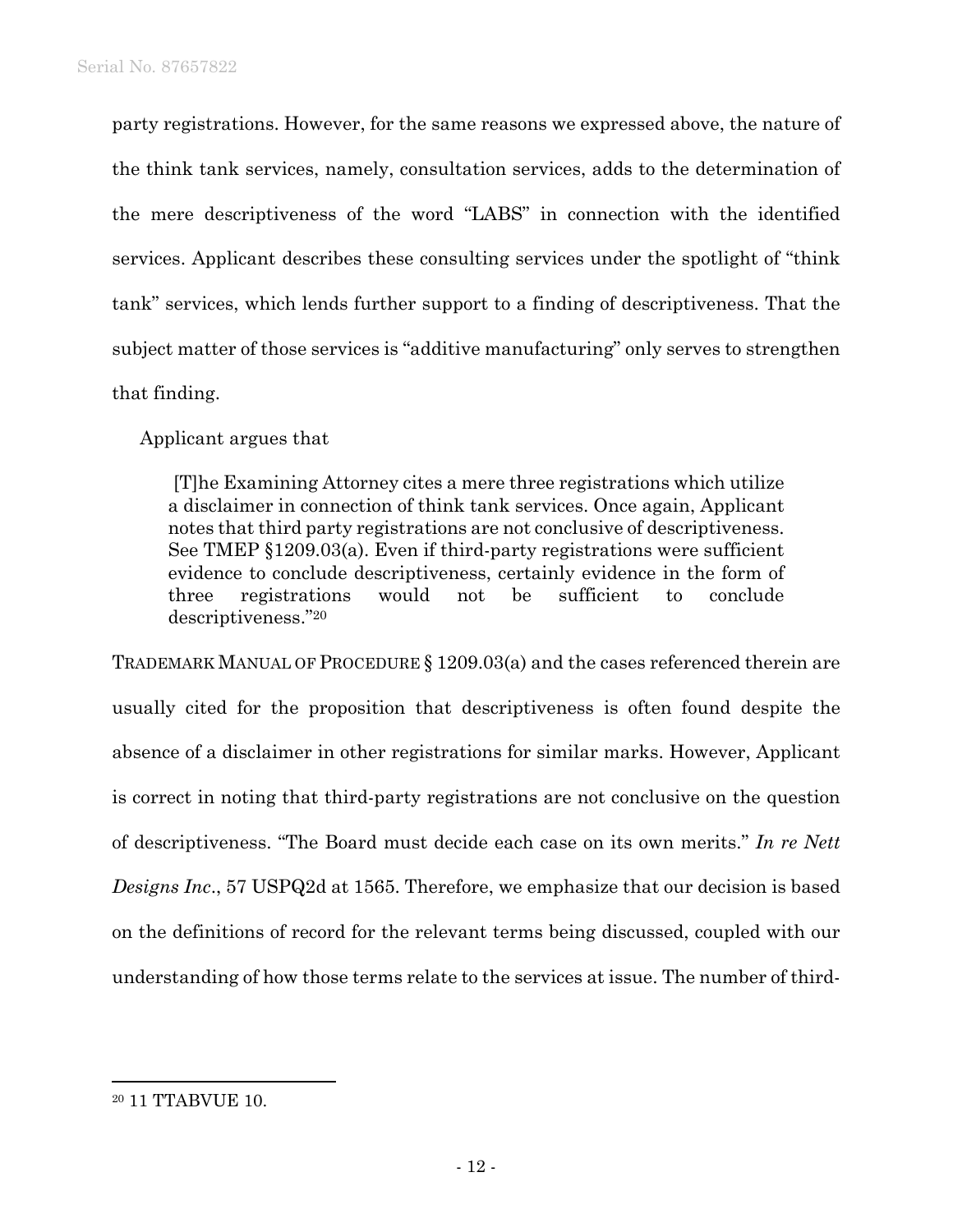party registrations. However, for the same reasons we expressed above, the nature of the think tank services, namely, consultation services, adds to the determination of the mere descriptiveness of the word "LABS" in connection with the identified services. Applicant describes these consulting services under the spotlight of "think tank" services, which lends further support to a finding of descriptiveness. That the subject matter of those services is "additive manufacturing" only serves to strengthen that finding.

Applicant argues that

> [T]he Examining Attorney cites a mere three registrations which utilize a disclaimer in connection of think tank services. Once again, Applicant notes that third party registrations are not conclusive of descriptiveness. See TMEP §1209.03(a). Even if third-party registrations were sufficient evidence to conclude descriptiveness, certainly evidence in the form of three registrations would not be sufficient to conclude descriptiveness."[20]

TRADEMARK MANUAL OF PROCEDURE § 1209.03(a) and the cases referenced therein are usually cited for the proposition that descriptiveness is often found despite the absence of a disclaimer in other registrations for similar marks. However, Applicant is correct in noting that third-party registrations are not conclusive on the question of descriptiveness. "The Board must decide each case on its own merits." *In re Nett Designs Inc*., 57 USPQ2d at 1565. Therefore, we emphasize that our decision is based on the definitions of record for the relevant terms being discussed, coupled with our understanding of how those terms relate to the services at issue. The number of third-

[20] 11 TTABVUE 10.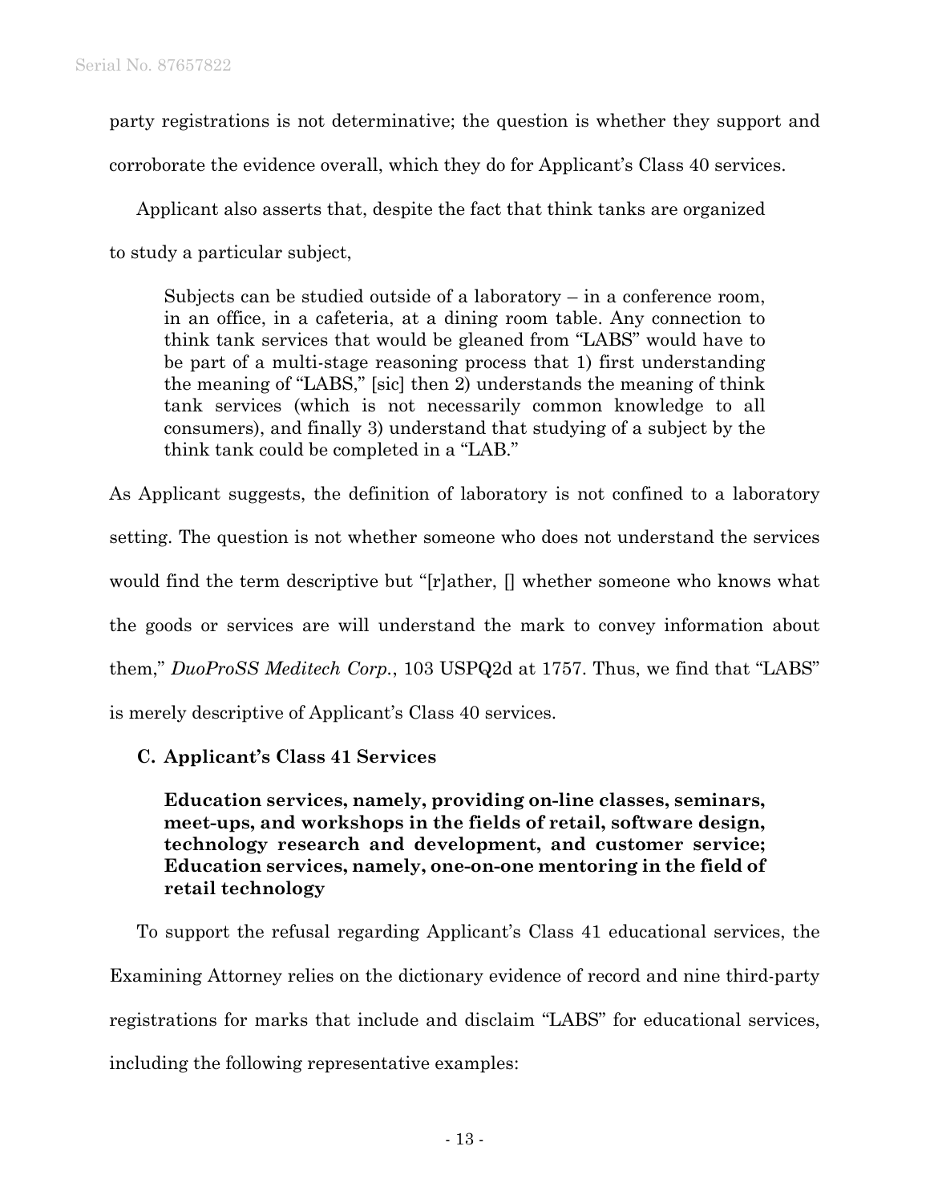party registrations is not determinative; the question is whether they support and corroborate the evidence overall, which they do for Applicant's Class 40 services.

Applicant also asserts that, despite the fact that think tanks are organized to study a particular subject,

> Subjects can be studied outside of a laboratory – in a conference room, in an office, in a cafeteria, at a dining room table. Any connection to think tank services that would be gleaned from "LABS" would have to be part of a multi-stage reasoning process that 1) first understanding the meaning of "LABS," [sic] then 2) understands the meaning of think tank services (which is not necessarily common knowledge to all consumers), and finally 3) understand that studying of a subject by the think tank could be completed in a "LAB."

As Applicant suggests, the definition of laboratory is not confined to a laboratory setting. The question is not whether someone who does not understand the services would find the term descriptive but "[r]ather, [] whether someone who knows what the goods or services are will understand the mark to convey information about them," *DuoProSS Meditech Corp.*, 103 USPQ2d at 1757. Thus, we find that "LABS" is merely descriptive of Applicant's Class 40 services.

### C. Applicant's Class 41 Services

> **Education services, namely, providing on-line classes, seminars, meet-ups, and workshops in the fields of retail, software design, technology research and development, and customer service; Education services, namely, one-on-one mentoring in the field of retail technology**

To support the refusal regarding Applicant's Class 41 educational services, the Examining Attorney relies on the dictionary evidence of record and nine third-party registrations for marks that include and disclaim "LABS" for educational services, including the following representative examples: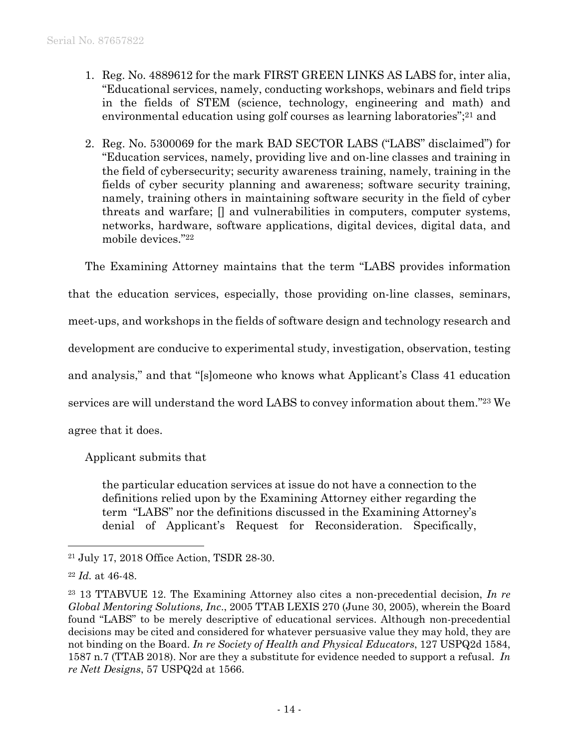1. Reg. No. 4889612 for the mark FIRST GREEN LINKS AS LABS for, inter alia, "Educational services, namely, conducting workshops, webinars and field trips in the fields of STEM (science, technology, engineering and math) and environmental education using golf courses as learning laboratories";[21] and

2. Reg. No. 5300069 for the mark BAD SECTOR LABS ("LABS" disclaimed") for "Education services, namely, providing live and on-line classes and training in the field of cybersecurity; security awareness training, namely, training in the fields of cyber security planning and awareness; software security training, namely, training others in maintaining software security in the field of cyber threats and warfare; [] and vulnerabilities in computers, computer systems, networks, hardware, software applications, digital devices, digital data, and mobile devices."[22]

The Examining Attorney maintains that the term "LABS provides information that the education services, especially, those providing on-line classes, seminars, meet-ups, and workshops in the fields of software design and technology research and development are conducive to experimental study, investigation, observation, testing and analysis," and that "[s]omeone who knows what Applicant's Class 41 education services are will understand the word LABS to convey information about them."[23] We agree that it does.

Applicant submits that

> the particular education services at issue do not have a connection to the definitions relied upon by the Examining Attorney either regarding the term "LABS" nor the definitions discussed in the Examining Attorney's denial of Applicant's Request for Reconsideration. Specifically,

---

[21] July 17, 2018 Office Action, TSDR 28-30.

[22] *Id.* at 46-48.

[23] 13 TTABVUE 12. The Examining Attorney also cites a non-precedential decision, *In re Global Mentoring Solutions, Inc*., 2005 TTAB LEXIS 270 (June 30, 2005), wherein the Board found "LABS" to be merely descriptive of educational services. Although non-precedential decisions may be cited and considered for whatever persuasive value they may hold, they are not binding on the Board. *In re Society of Health and Physical Educators*, 127 USPQ2d 1584, 1587 n.7 (TTAB 2018). Nor are they a substitute for evidence needed to support a refusal. *In re Nett Designs*, 57 USPQ2d at 1566.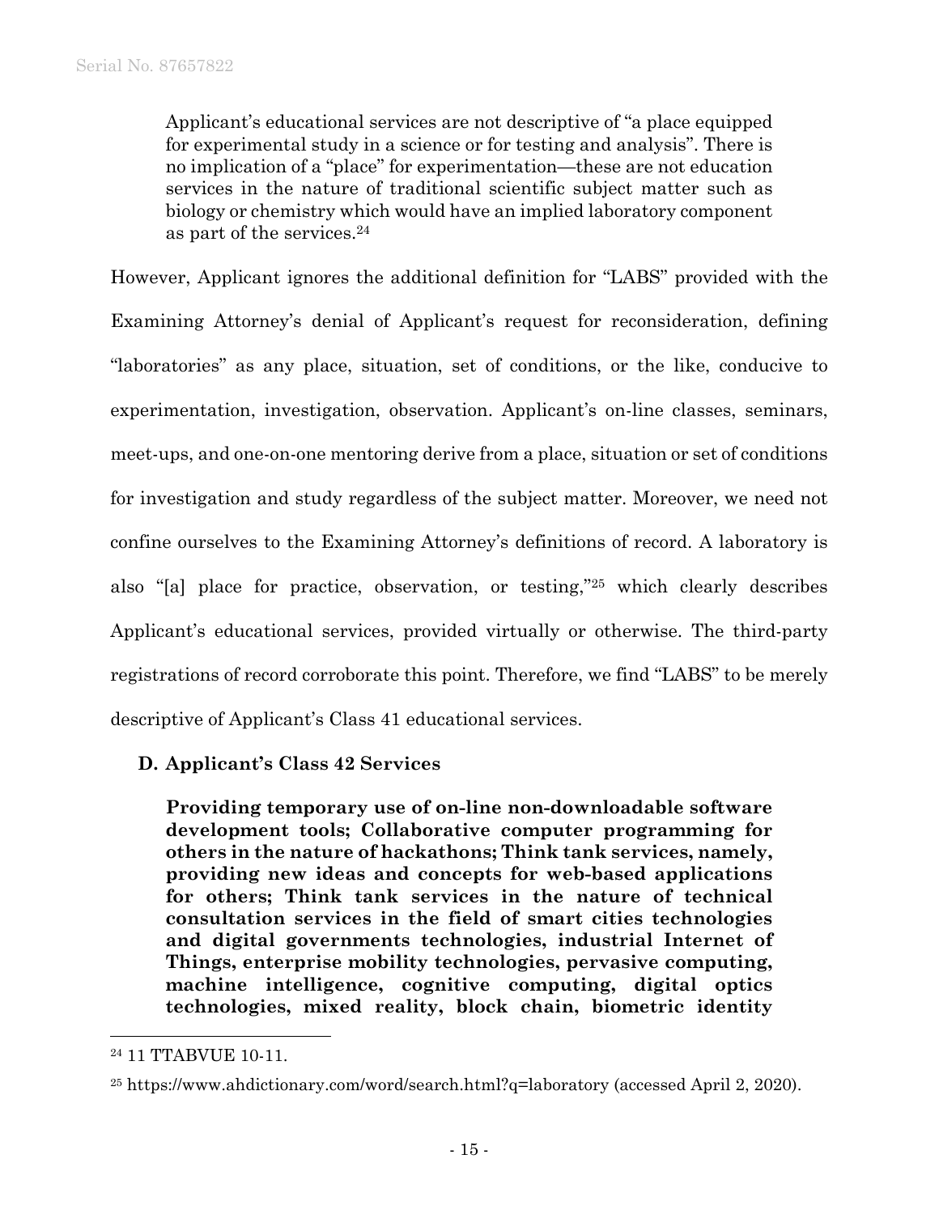> Applicant's educational services are not descriptive of "a place equipped for experimental study in a science or for testing and analysis". There is no implication of a "place" for experimentation—these are not education services in the nature of traditional scientific subject matter such as biology or chemistry which would have an implied laboratory component as part of the services.[24]

However, Applicant ignores the additional definition for "LABS" provided with the Examining Attorney's denial of Applicant's request for reconsideration, defining "laboratories" as any place, situation, set of conditions, or the like, conducive to experimentation, investigation, observation. Applicant's on-line classes, seminars, meet-ups, and one-on-one mentoring derive from a place, situation or set of conditions for investigation and study regardless of the subject matter. Moreover, we need not confine ourselves to the Examining Attorney's definitions of record. A laboratory is also "[a] place for practice, observation, or testing,"[25] which clearly describes Applicant's educational services, provided virtually or otherwise. The third-party registrations of record corroborate this point. Therefore, we find "LABS" to be merely descriptive of Applicant's Class 41 educational services.

### D. Applicant's Class 42 Services

> **Providing temporary use of on-line non-downloadable software development tools; Collaborative computer programming for others in the nature of hackathons; Think tank services, namely, providing new ideas and concepts for web-based applications for others; Think tank services in the nature of technical consultation services in the field of smart cities technologies and digital governments technologies, industrial Internet of Things, enterprise mobility technologies, pervasive computing, machine intelligence, cognitive computing, digital optics technologies, mixed reality, block chain, biometric identity**

---

[24] 11 TTABVUE 10-11.

[25] https://www.ahdictionary.com/word/search.html?q=laboratory (accessed April 2, 2020).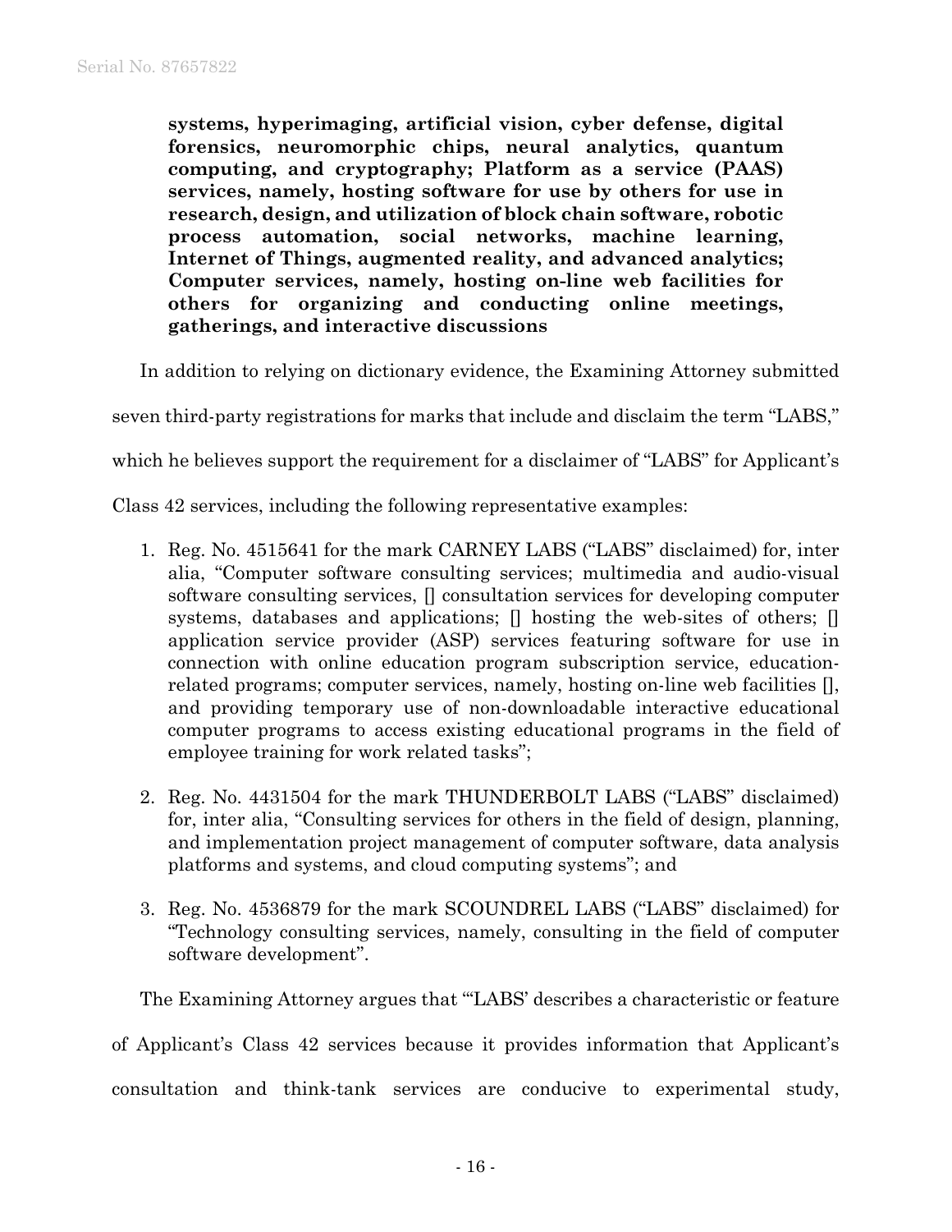**systems, hyperimaging, artificial vision, cyber defense, digital forensics, neuromorphic chips, neural analytics, quantum computing, and cryptography; Platform as a service (PAAS) services, namely, hosting software for use by others for use in research, design, and utilization of block chain software, robotic process automation, social networks, machine learning, Internet of Things, augmented reality, and advanced analytics; Computer services, namely, hosting on-line web facilities for others for organizing and conducting online meetings, gatherings, and interactive discussions**

In addition to relying on dictionary evidence, the Examining Attorney submitted seven third-party registrations for marks that include and disclaim the term "LABS," which he believes support the requirement for a disclaimer of "LABS" for Applicant's Class 42 services, including the following representative examples:

1. Reg. No. 4515641 for the mark CARNEY LABS ("LABS" disclaimed) for, inter alia, "Computer software consulting services; multimedia and audio-visual software consulting services, [] consultation services for developing computer systems, databases and applications; [] hosting the web-sites of others; [] application service provider (ASP) services featuring software for use in connection with online education program subscription service, education-related programs; computer services, namely, hosting on-line web facilities [], and providing temporary use of non-downloadable interactive educational computer programs to access existing educational programs in the field of employee training for work related tasks";

2. Reg. No. 4431504 for the mark THUNDERBOLT LABS ("LABS" disclaimed) for, inter alia, "Consulting services for others in the field of design, planning, and implementation project management of computer software, data analysis platforms and systems, and cloud computing systems"; and

3. Reg. No. 4536879 for the mark SCOUNDREL LABS ("LABS" disclaimed) for "Technology consulting services, namely, consulting in the field of computer software development".

The Examining Attorney argues that "'LABS' describes a characteristic or feature of Applicant's Class 42 services because it provides information that Applicant's consultation and think-tank services are conducive to experimental study,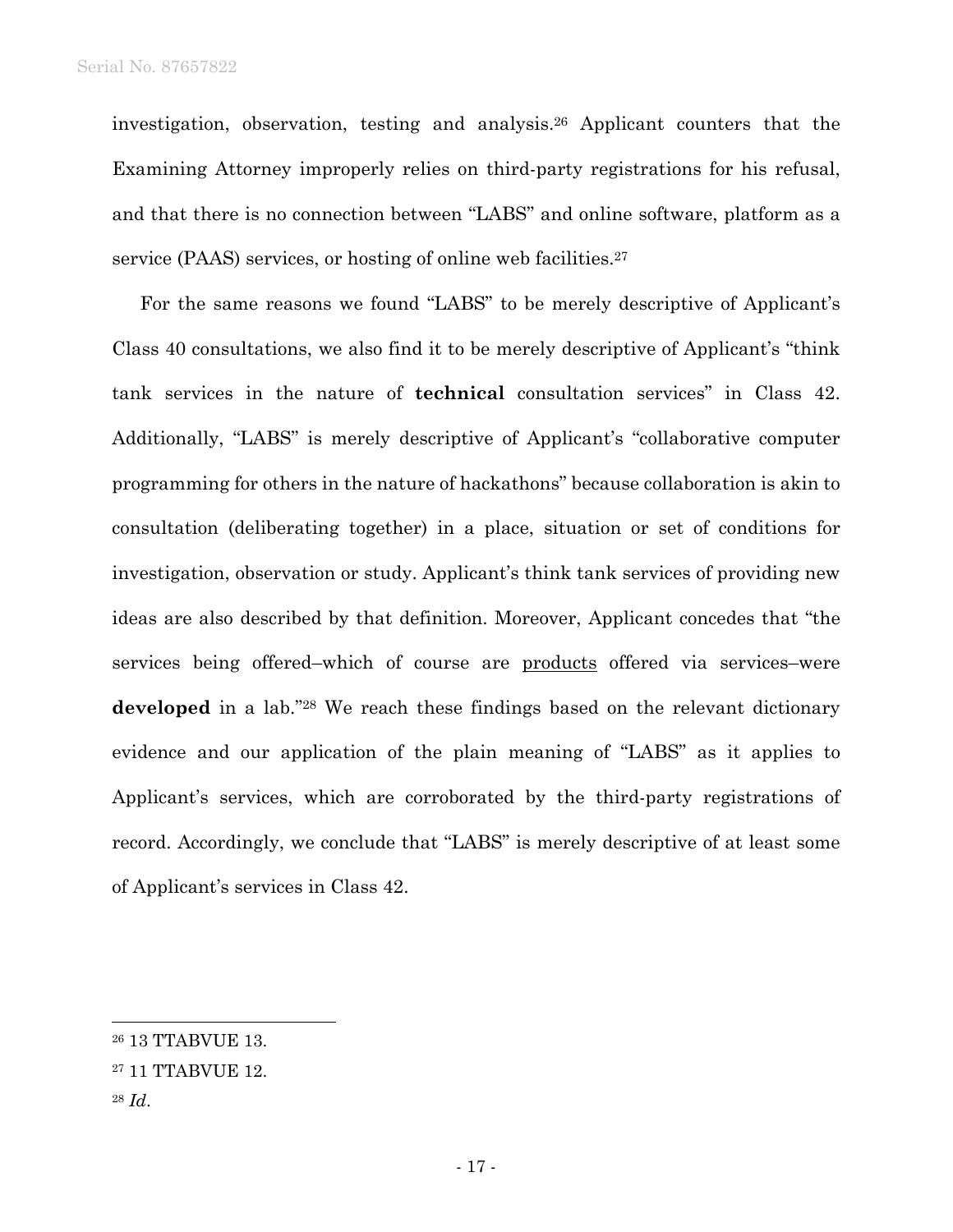investigation, observation, testing and analysis.[26] Applicant counters that the Examining Attorney improperly relies on third-party registrations for his refusal, and that there is no connection between "LABS" and online software, platform as a service (PAAS) services, or hosting of online web facilities.[27]

For the same reasons we found "LABS" to be merely descriptive of Applicant's Class 40 consultations, we also find it to be merely descriptive of Applicant's "think tank services in the nature of **technical** consultation services" in Class 42. Additionally, "LABS" is merely descriptive of Applicant's "collaborative computer programming for others in the nature of hackathons" because collaboration is akin to consultation (deliberating together) in a place, situation or set of conditions for investigation, observation or study. Applicant's think tank services of providing new ideas are also described by that definition. Moreover, Applicant concedes that "the services being offered–which of course are <u>products</u> offered via services–were **developed** in a lab."[28] We reach these findings based on the relevant dictionary evidence and our application of the plain meaning of "LABS" as it applies to Applicant's services, which are corroborated by the third-party registrations of record. Accordingly, we conclude that "LABS" is merely descriptive of at least some of Applicant's services in Class 42.

---

[26] 13 TTABVUE 13.

[27] 11 TTABVUE 12.

[28] *Id*.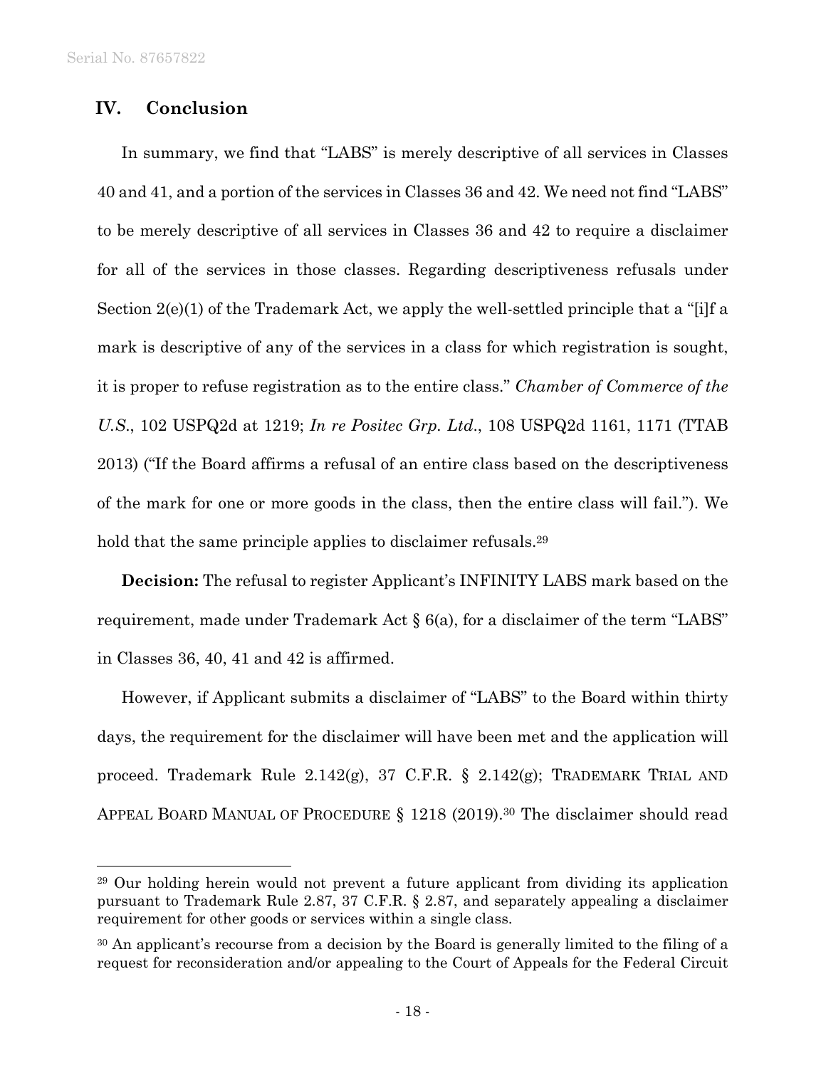## IV. Conclusion

In summary, we find that "LABS" is merely descriptive of all services in Classes 40 and 41, and a portion of the services in Classes 36 and 42. We need not find "LABS" to be merely descriptive of all services in Classes 36 and 42 to require a disclaimer for all of the services in those classes. Regarding descriptiveness refusals under Section 2(e)(1) of the Trademark Act, we apply the well-settled principle that a "[i]f a mark is descriptive of any of the services in a class for which registration is sought, it is proper to refuse registration as to the entire class." *Chamber of Commerce of the U.S.*, 102 USPQ2d at 1219; *In re Positec Grp. Ltd.*, 108 USPQ2d 1161, 1171 (TTAB 2013) ("If the Board affirms a refusal of an entire class based on the descriptiveness of the mark for one or more goods in the class, then the entire class will fail."). We hold that the same principle applies to disclaimer refusals.[29]

**Decision:** The refusal to register Applicant's INFINITY LABS mark based on the requirement, made under Trademark Act § 6(a), for a disclaimer of the term "LABS" in Classes 36, 40, 41 and 42 is affirmed.

However, if Applicant submits a disclaimer of "LABS" to the Board within thirty days, the requirement for the disclaimer will have been met and the application will proceed. Trademark Rule 2.142(g), 37 C.F.R. § 2.142(g); TRADEMARK TRIAL AND APPEAL BOARD MANUAL OF PROCEDURE § 1218 (2019).[30] The disclaimer should read

---

[29] Our holding herein would not prevent a future applicant from dividing its application pursuant to Trademark Rule 2.87, 37 C.F.R. § 2.87, and separately appealing a disclaimer requirement for other goods or services within a single class.

[30] An applicant's recourse from a decision by the Board is generally limited to the filing of a request for reconsideration and/or appealing to the Court of Appeals for the Federal Circuit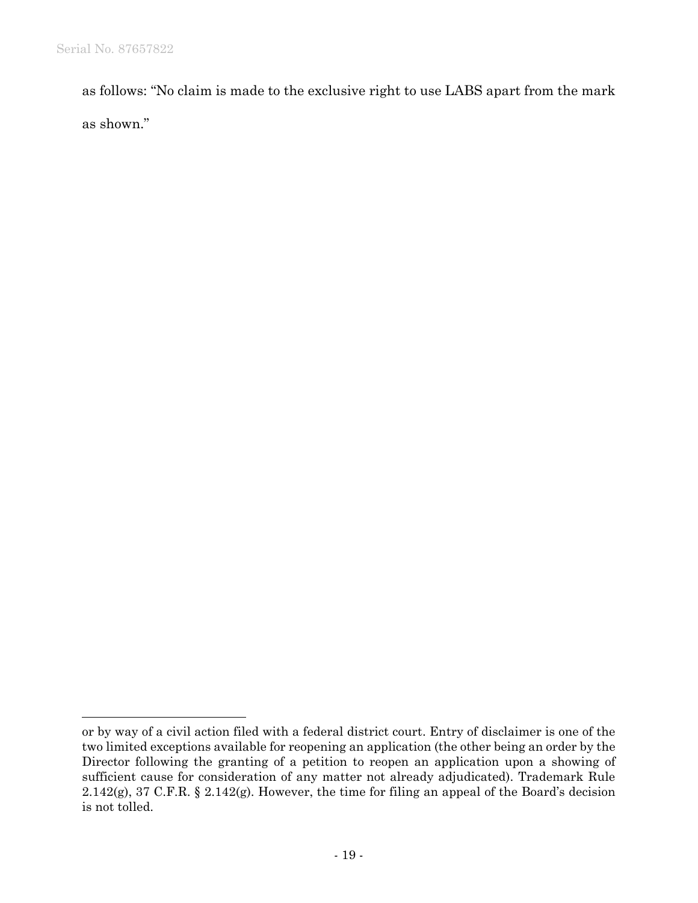as follows: "No claim is made to the exclusive right to use LABS apart from the mark as shown."

---

or by way of a civil action filed with a federal district court. Entry of disclaimer is one of the two limited exceptions available for reopening an application (the other being an order by the Director following the granting of a petition to reopen an application upon a showing of sufficient cause for consideration of any matter not already adjudicated). Trademark Rule 2.142(g), 37 C.F.R. § 2.142(g). However, the time for filing an appeal of the Board's decision is not tolled.